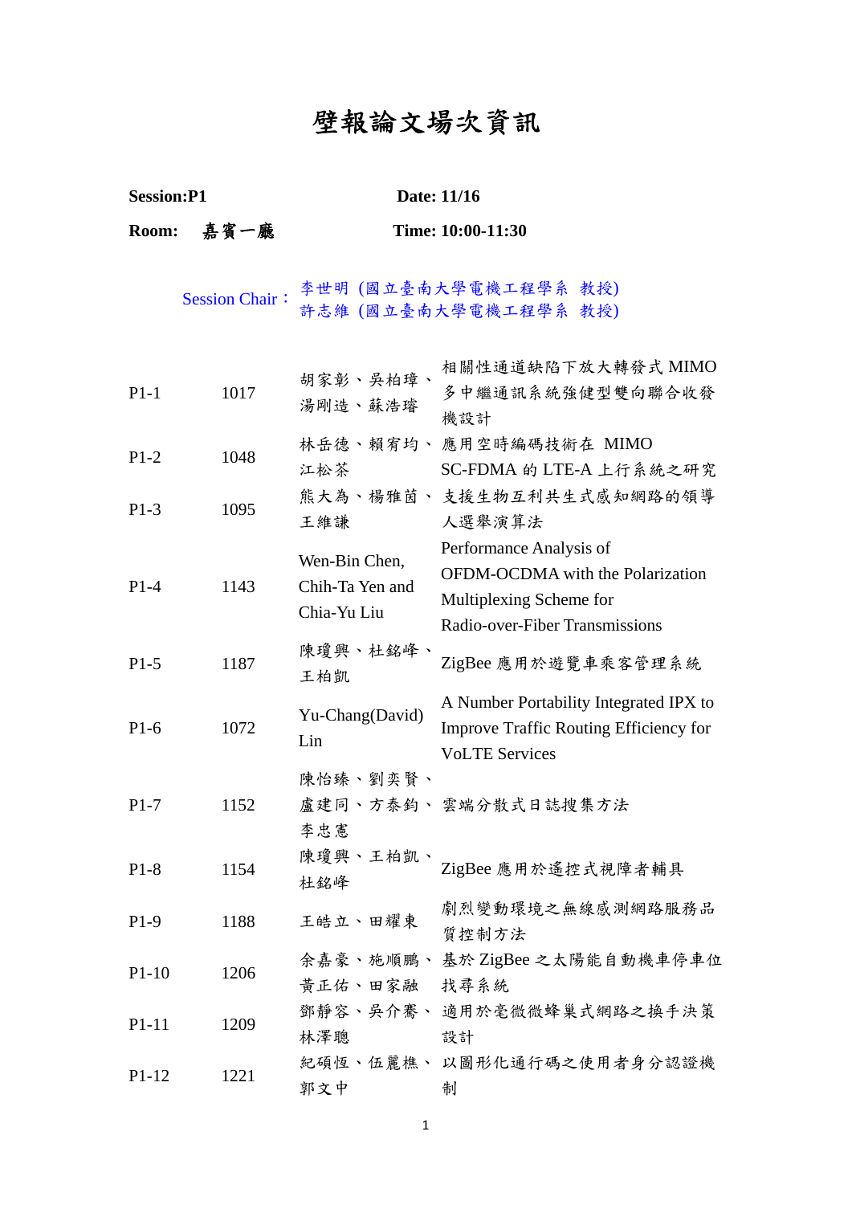# 壁報論文場次資訊

**Session:P1** **Date: 11/16**

**Room: 嘉賓一廳** **Time: 10:00-11:30**

Session Chair：李世明 (國立臺南大學電機工程學系 教授)
許志維 (國立臺南大學電機工程學系 教授)

| | | | |
|---|---|---|---|
| P1-1 | 1017 | 胡家彰、吳柏璋、湯剛造、蘇浩璿 | 相關性通道缺陷下放大轉發式 MIMO 多中繼通訊系統強健型雙向聯合收發機設計 |
| P1-2 | 1048 | 林岳德、賴宥均、江松茶 | 應用空時編碼技術在 MIMO SC-FDMA 的 LTE-A 上行系統之研究 |
| P1-3 | 1095 | 熊大為、楊雅茵、王維謙 | 支援生物互利共生式感知網路的領導人選舉演算法 |
| P1-4 | 1143 | Wen-Bin Chen, Chih-Ta Yen and Chia-Yu Liu | Performance Analysis of OFDM-OCDMA with the Polarization Multiplexing Scheme for Radio-over-Fiber Transmissions |
| P1-5 | 1187 | 陳瓊興、杜銘峰、王柏凱 | ZigBee 應用於遊覽車乘客管理系統 |
| P1-6 | 1072 | Yu-Chang(David) Lin | A Number Portability Integrated IPX to Improve Traffic Routing Efficiency for VoLTE Services |
| P1-7 | 1152 | 陳怡臻、劉奕賢、盧建同、方泰鈞、李忠憲 | 雲端分散式日誌搜集方法 |
| P1-8 | 1154 | 陳瓊興、王柏凱、杜銘峰 | ZigBee 應用於遙控式視障者輔具 |
| P1-9 | 1188 | 王皓立、田耀東 | 劇烈變動環境之無線感測網路服務品質控制方法 |
| P1-10 | 1206 | 余嘉豪、施順鵬、黃正佑、田家融 | 基於 ZigBee 之太陽能自動機車停車位找尋系統 |
| P1-11 | 1209 | 鄧靜容、吳介騫、林澤聰 | 適用於毫微微蜂巢式網路之換手決策設計 |
| P1-12 | 1221 | 紀碩恆、伍麗樵、郭文中 | 以圖形化通行碼之使用者身分認證機制 |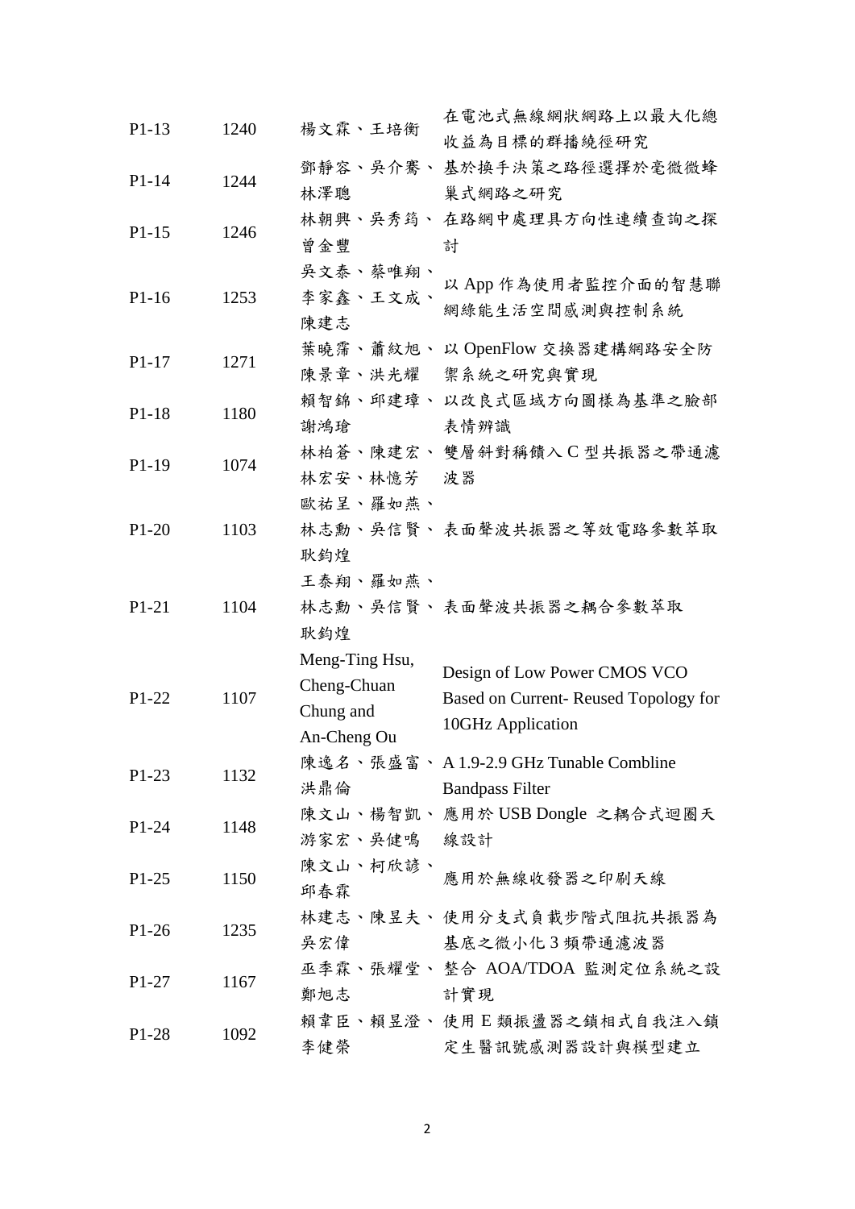| P1-13 | 1240 | 楊文霖、王培衡 | 在電池式無線網狀網路上以最大化總收益為目標的群播繞徑研究 |
|---|---|---|---|
| P1-14 | 1244 | 鄧靜容、吳介騫、林澤聰 | 基於換手決策之路徑選擇於毫微微蜂巢式網路之研究 |
| P1-15 | 1246 | 林朝興、吳秀筠、曾金豐 | 在路網中處理具方向性連續查詢之探討 |
| P1-16 | 1253 | 吳文泰、蔡唯翔、李家鑫、王文成、陳建志 | 以 App 作為使用者監控介面的智慧聯網綠能生活空間感測與控制系統 |
| P1-17 | 1271 | 葉曉霈、蕭紋旭、陳景章、洪光耀 | 以 OpenFlow 交換器建構網路安全防禦系統之研究與實現 |
| P1-18 | 1180 | 賴智錦、邱建瑋、謝鴻瑲 | 以改良式區域方向圖樣為基準之臉部表情辨識 |
| P1-19 | 1074 | 林柏蒼、陳建宏、林宏安、林憶芳 | 雙層斜對稱饋入 C 型共振器之帶通濾波器 |
| P1-20 | 1103 | 歐祐呈、羅如燕、林志勳、吳信賢、耿鈞煌 | 表面聲波共振器之等效電路參數萃取 |
| P1-21 | 1104 | 王泰翔、羅如燕、林志勳、吳信賢、耿鈞煌 | 表面聲波共振器之耦合參數萃取 |
| P1-22 | 1107 | Meng-Ting Hsu, Cheng-Chuan Chung and An-Cheng Ou | Design of Low Power CMOS VCO Based on Current- Reused Topology for 10GHz Application |
| P1-23 | 1132 | 陳逸名、張盛富、洪鼎倫 | A 1.9-2.9 GHz Tunable Combline Bandpass Filter |
| P1-24 | 1148 | 陳文山、楊智凱、游家宏、吳健鳴 | 應用於 USB Dongle 之耦合式迴圈天線設計 |
| P1-25 | 1150 | 陳文山、柯欣諺、邱春霖 | 應用於無線收發器之印刷天線 |
| P1-26 | 1235 | 林建志、陳昱夫、吳宏偉 | 使用分支式負載步階式阻抗共振器為基底之微小化 3 頻帶通濾波器 |
| P1-27 | 1167 | 巫季霖、張耀堂、鄭旭志 | 整合 AOA/TDOA 監測定位系統之設計實現 |
| P1-28 | 1092 | 賴韋臣、賴昱澄、李健榮 | 使用 E 類振盪器之鎖相式自我注入鎖定生醫訊號感測器設計與模型建立 |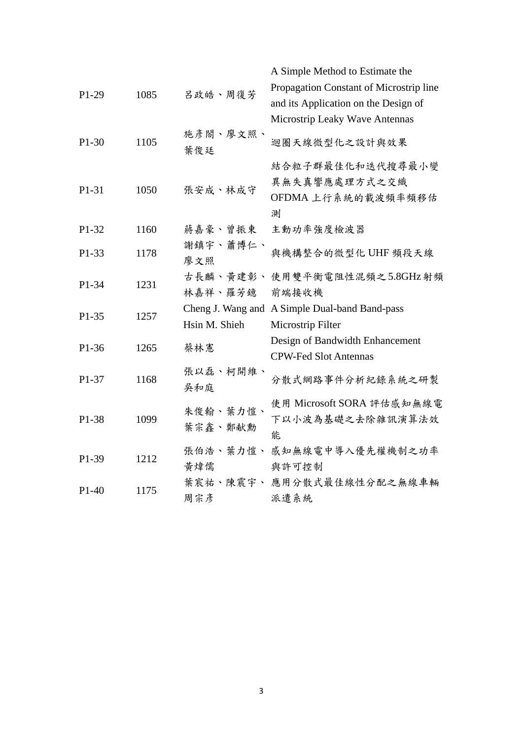| | | | |
|---|---|---|---|
| P1-29 | 1085 | 呂政皓、周復芳 | A Simple Method to Estimate the Propagation Constant of Microstrip line and its Application on the Design of Microstrip Leaky Wave Antennas |
| P1-30 | 1105 | 施彥閣、廖文照、葉俊廷 | 迴圈天線微型化之設計與效果 |
| P1-31 | 1050 | 張安成、林成守 | 結合粒子群最佳化和迭代搜尋最小變異無失真響應處理方式之交織 OFDMA 上行系統的載波頻率頻移估測 |
| P1-32 | 1160 | 蔣嘉豪、曾振東 | 主動功率強度檢波器 |
| P1-33 | 1178 | 謝鎮宇、蕭博仁、廖文照 | 與機構整合的微型化 UHF 頻段天線 |
| P1-34 | 1231 | 古長麟、黃建彰、林嘉祥、羅芳鏸 | 使用雙平衡電阻性混頻之 5.8GHz 射頻前端接收機 |
| P1-35 | 1257 | Cheng J. Wang and Hsin M. Shieh | A Simple Dual-band Band-pass Microstrip Filter |
| P1-36 | 1265 | 蔡林憲 | Design of Bandwidth Enhancement CPW-Fed Slot Antennas |
| P1-37 | 1168 | 張以磊、柯開維、吳和庭 | 分散式網路事件分析紀錄系統之研製 |
| P1-38 | 1099 | 朱俊翰、葉力愷、葉宗鑫、鄭献勳 | 使用 Microsoft SORA 評估感知無線電下以小波為基礎之去除雜訊演算法效能 |
| P1-39 | 1212 | 張伯浩、葉力愷、黃煒儒 | 感知無線電中導入優先權機制之功率與許可控制 |
| P1-40 | 1175 | 葉宸祐、陳震宇、周宗彥 | 應用分散式最佳線性分配之無線車輛派遣系統 |